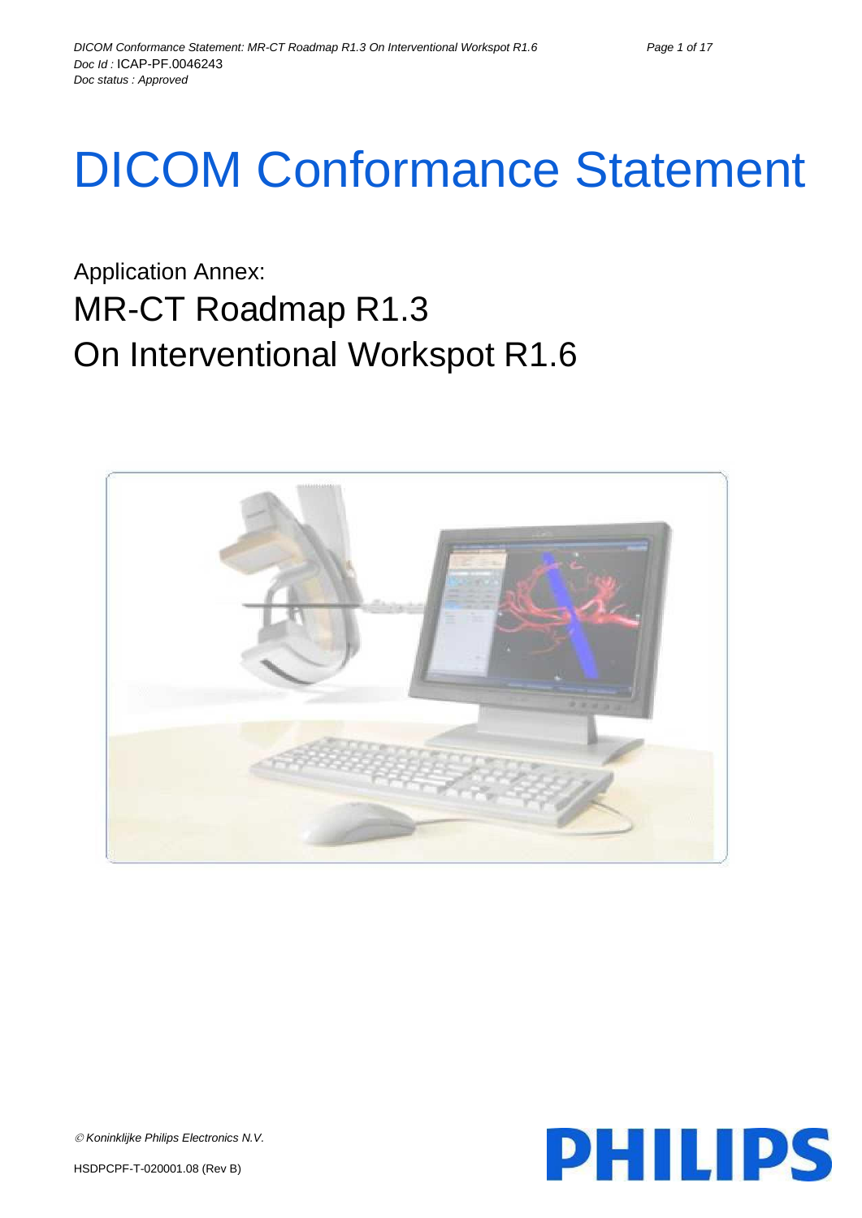# DICOM Conformance Statement

## Application Annex:

## MR-CT Roadmap R1.3

## On Interventional Workspot R1.6

© Koninklijke Philips Electronics N.V.

HSDPCPF-T-020001.08 (Rev B)

PHILIPS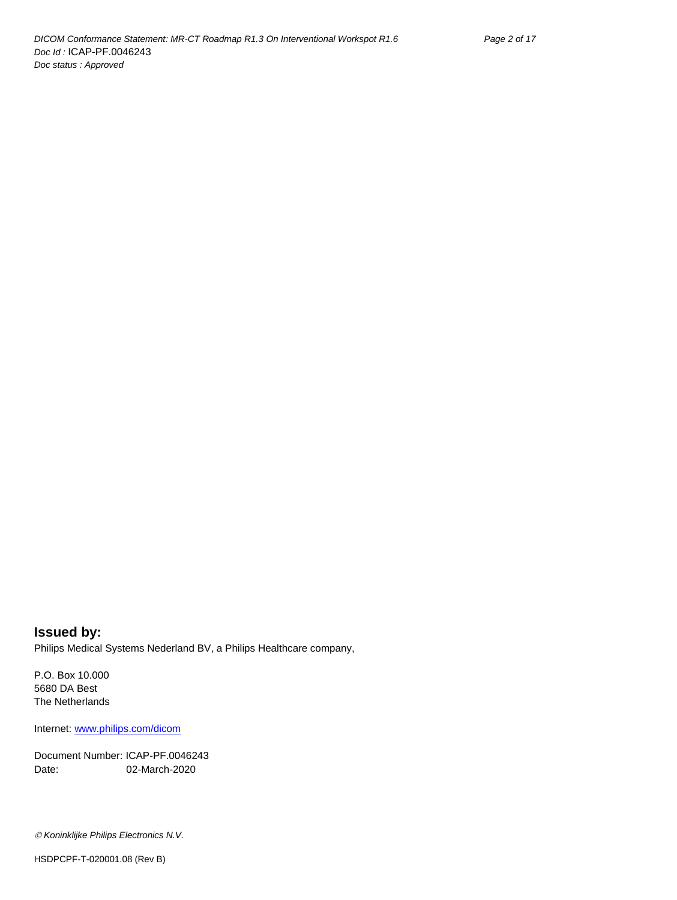**Issued by:**

Philips Medical Systems Nederland BV, a Philips Healthcare company,

P.O. Box 10.000
5680 DA Best
The Netherlands

Internet: www.philips.com/dicom

Document Number: ICAP-PF.0046243
Date: 02-March-2020

*© Koninklijke Philips Electronics N.V.*

HSDPCPF-T-020001.08 (Rev B)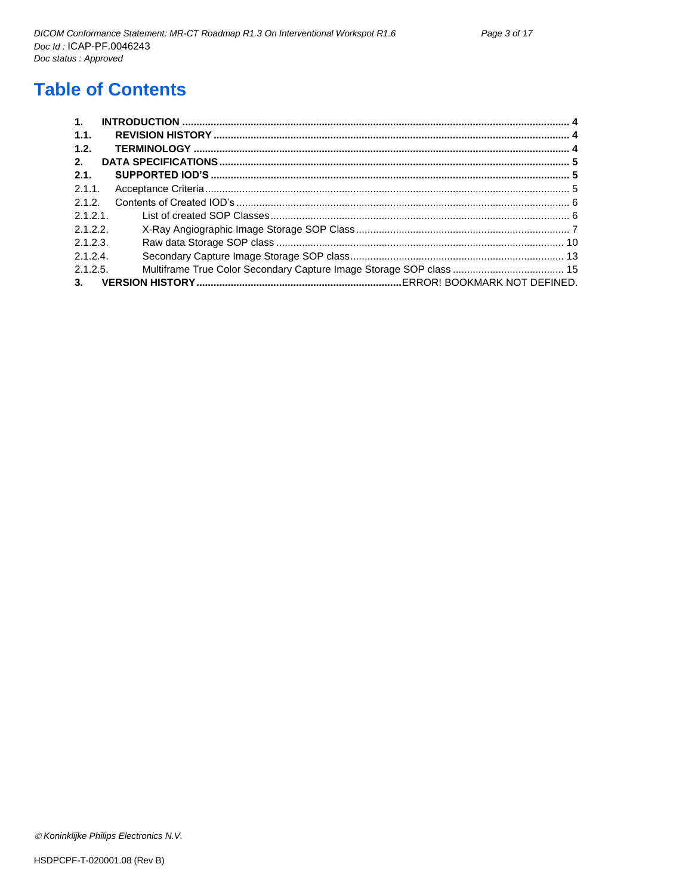# Table of Contents

- **1. INTRODUCTION** .................................................. **4**
- **1.1. REVISION HISTORY** .................................................. **4**
- **1.2. TERMINOLOGY** .................................................. **4**
- **2. DATA SPECIFICATIONS** .................................................. **5**
- **2.1. SUPPORTED IOD'S** .................................................. **5**
- 2.1.1. Acceptance Criteria .................................................. 5
- 2.1.2. Contents of Created IOD's .................................................. 6
- 2.1.2.1. List of created SOP Classes .................................................. 6
- 2.1.2.2. X-Ray Angiographic Image Storage SOP Class .................................................. 7
- 2.1.2.3. Raw data Storage SOP class .................................................. 10
- 2.1.2.4. Secondary Capture Image Storage SOP class .................................................. 13
- 2.1.2.5. Multiframe True Color Secondary Capture Image Storage SOP class .................................................. 15
- **3. VERSION HISTORY** ..................................................ERROR! BOOKMARK NOT DEFINED.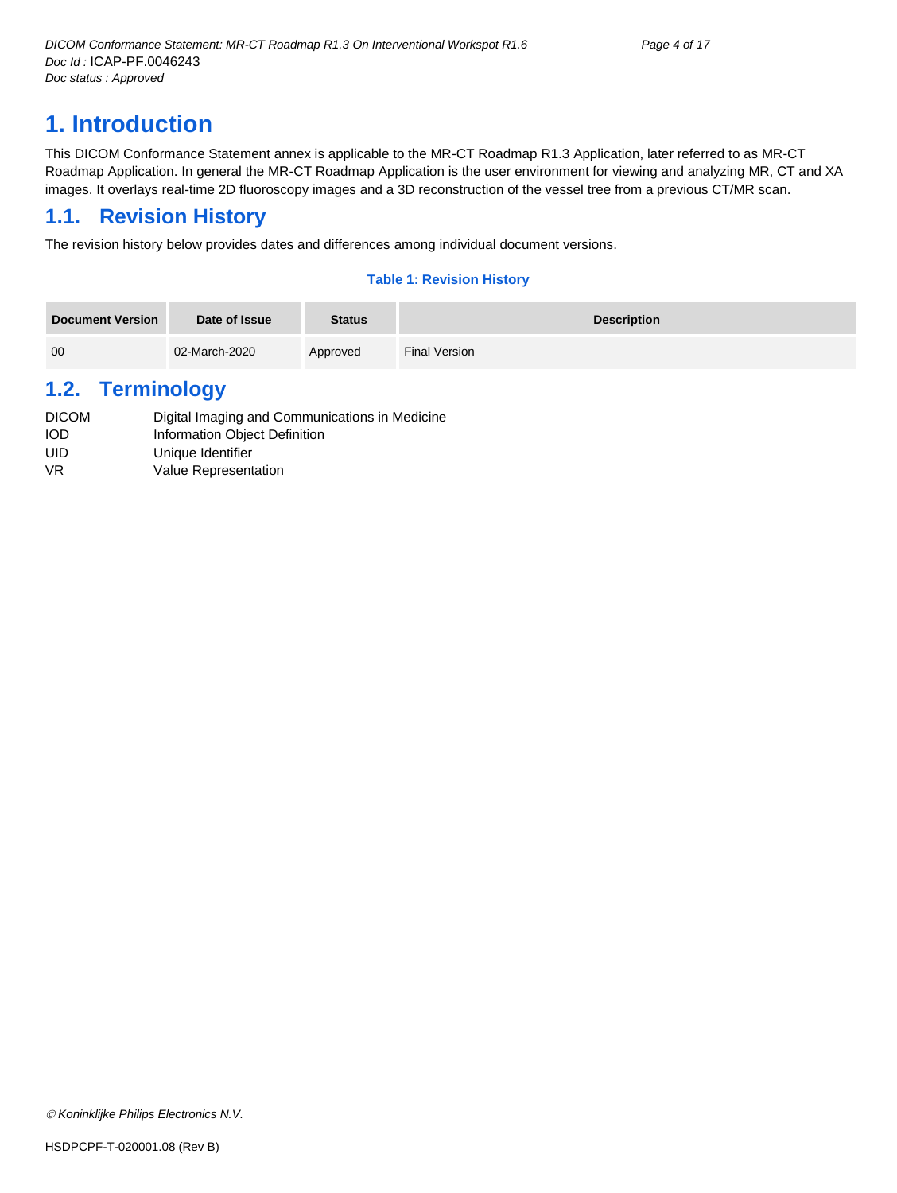# 1. Introduction

This DICOM Conformance Statement annex is applicable to the MR-CT Roadmap R1.3 Application, later referred to as MR-CT Roadmap Application. In general the MR-CT Roadmap Application is the user environment for viewing and analyzing MR, CT and XA images. It overlays real-time 2D fluoroscopy images and a 3D reconstruction of the vessel tree from a previous CT/MR scan.

## 1.1. Revision History

The revision history below provides dates and differences among individual document versions.

**Table 1: Revision History**

| Document Version | Date of Issue | Status | Description |
|---|---|---|---|
| 00 | 02-March-2020 | Approved | Final Version |

## 1.2. Terminology

| | |
|---|---|
| DICOM | Digital Imaging and Communications in Medicine |
| IOD | Information Object Definition |
| UID | Unique Identifier |
| VR | Value Representation |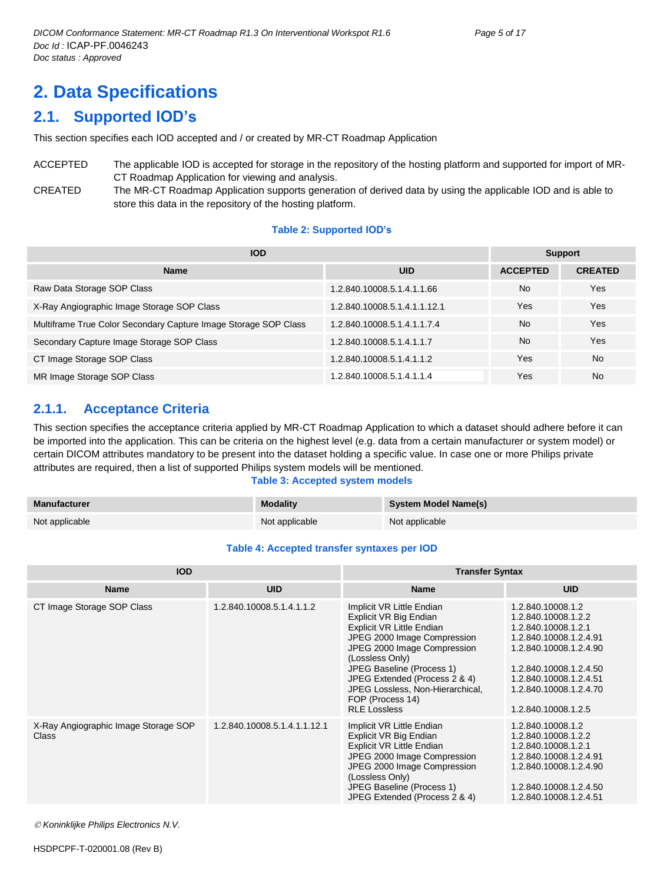# 2. Data Specifications

## 2.1. Supported IOD's

This section specifies each IOD accepted and / or created by MR-CT Roadmap Application

ACCEPTED The applicable IOD is accepted for storage in the repository of the hosting platform and supported for import of MR-CT Roadmap Application for viewing and analysis.

CREATED The MR-CT Roadmap Application supports generation of derived data by using the applicable IOD and is able to store this data in the repository of the hosting platform.

**Table 2: Supported IOD's**

| IOD | | Support | |
|---|---|---|---|
| **Name** | **UID** | **ACCEPTED** | **CREATED** |
| Raw Data Storage SOP Class | 1.2.840.10008.5.1.4.1.1.66 | No | Yes |
| X-Ray Angiographic Image Storage SOP Class | 1.2.840.10008.5.1.4.1.1.12.1 | Yes | Yes |
| Multiframe True Color Secondary Capture Image Storage SOP Class | 1.2.840.10008.5.1.4.1.1.7.4 | No | Yes |
| Secondary Capture Image Storage SOP Class | 1.2.840.10008.5.1.4.1.1.7 | No | Yes |
| CT Image Storage SOP Class | 1.2.840.10008.5.1.4.1.1.2 | Yes | No |
| MR Image Storage SOP Class | 1.2.840.10008.5.1.4.1.1.4 | Yes | No |

### 2.1.1. Acceptance Criteria

This section specifies the acceptance criteria applied by MR-CT Roadmap Application to which a dataset should adhere before it can be imported into the application. This can be criteria on the highest level (e.g. data from a certain manufacturer or system model) or certain DICOM attributes mandatory to be present into the dataset holding a specific value. In case one or more Philips private attributes are required, then a list of supported Philips system models will be mentioned.

**Table 3: Accepted system models**

| Manufacturer | Modality | System Model Name(s) |
|---|---|---|
| Not applicable | Not applicable | Not applicable |

**Table 4: Accepted transfer syntaxes per IOD**

| IOD | | Transfer Syntax | |
|---|---|---|---|
| **Name** | **UID** | **Name** | **UID** |
| CT Image Storage SOP Class | 1.2.840.10008.5.1.4.1.1.2 | Implicit VR Little Endian<br>Explicit VR Big Endian<br>Explicit VR Little Endian<br>JPEG 2000 Image Compression<br>JPEG 2000 Image Compression (Lossless Only)<br>JPEG Baseline (Process 1)<br>JPEG Extended (Process 2 & 4)<br>JPEG Lossless, Non-Hierarchical, FOP (Process 14)<br>RLE Lossless | 1.2.840.10008.1.2<br>1.2.840.10008.1.2.2<br>1.2.840.10008.1.2.1<br>1.2.840.10008.1.2.4.91<br>1.2.840.10008.1.2.4.90<br>1.2.840.10008.1.2.4.50<br>1.2.840.10008.1.2.4.51<br>1.2.840.10008.1.2.4.70<br>1.2.840.10008.1.2.5 |
| X-Ray Angiographic Image Storage SOP Class | 1.2.840.10008.5.1.4.1.1.12.1 | Implicit VR Little Endian<br>Explicit VR Big Endian<br>Explicit VR Little Endian<br>JPEG 2000 Image Compression<br>JPEG 2000 Image Compression (Lossless Only)<br>JPEG Baseline (Process 1)<br>JPEG Extended (Process 2 & 4) | 1.2.840.10008.1.2<br>1.2.840.10008.1.2.2<br>1.2.840.10008.1.2.1<br>1.2.840.10008.1.2.4.91<br>1.2.840.10008.1.2.4.90<br>1.2.840.10008.1.2.4.50<br>1.2.840.10008.1.2.4.51 |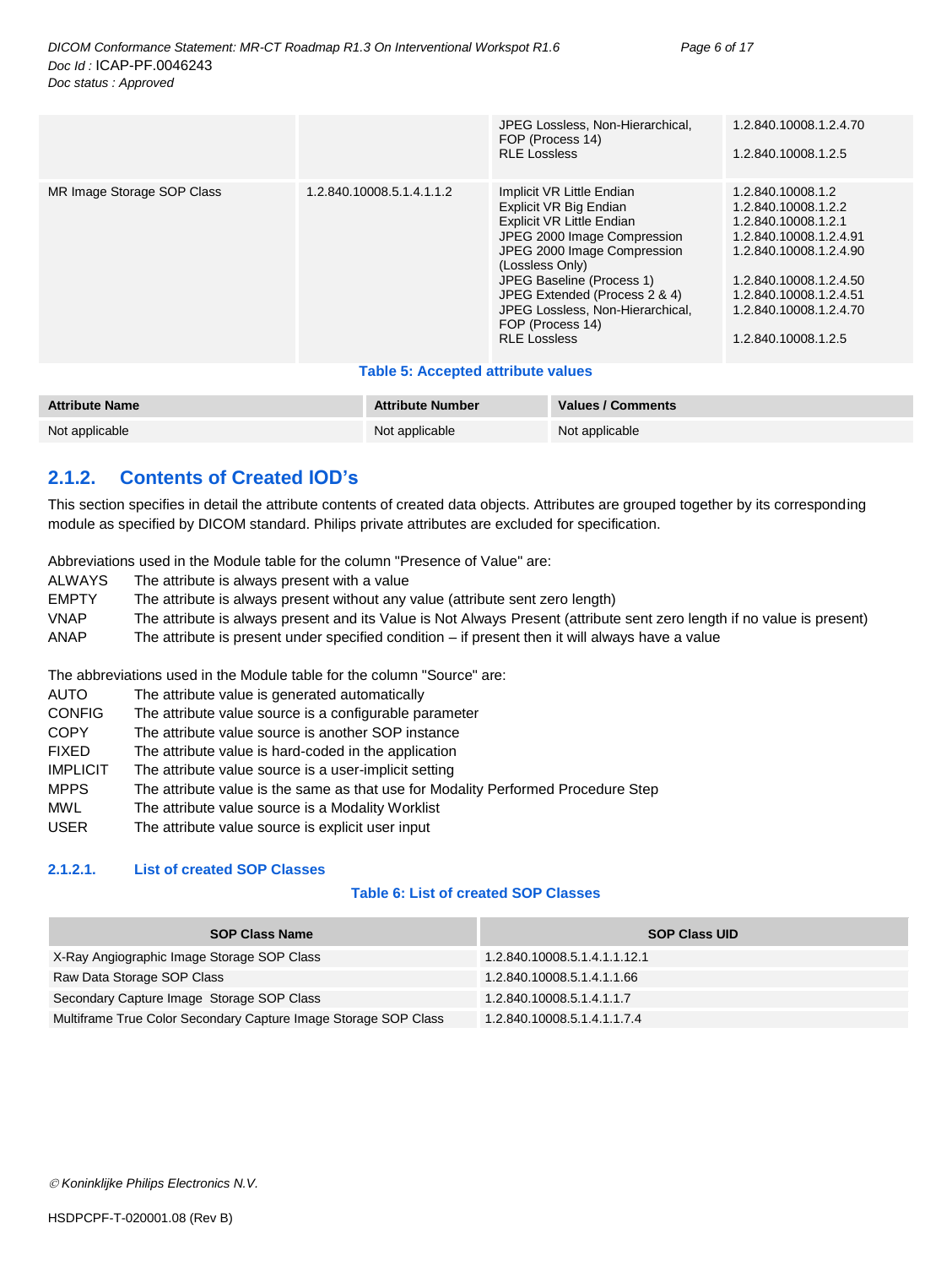| | | JPEG Lossless, Non-Hierarchical, FOP (Process 14)<br>RLE Lossless | 1.2.840.10008.1.2.4.70<br>1.2.840.10008.1.2.5 |
|---|---|---|---|
| MR Image Storage SOP Class | 1.2.840.10008.5.1.4.1.1.2 | Implicit VR Little Endian<br>Explicit VR Big Endian<br>Explicit VR Little Endian<br>JPEG 2000 Image Compression<br>JPEG 2000 Image Compression (Lossless Only)<br>JPEG Baseline (Process 1)<br>JPEG Extended (Process 2 & 4)<br>JPEG Lossless, Non-Hierarchical, FOP (Process 14)<br>RLE Lossless | 1.2.840.10008.1.2<br>1.2.840.10008.1.2.2<br>1.2.840.10008.1.2.1<br>1.2.840.10008.1.2.4.91<br>1.2.840.10008.1.2.4.90<br>1.2.840.10008.1.2.4.50<br>1.2.840.10008.1.2.4.51<br>1.2.840.10008.1.2.4.70<br>1.2.840.10008.1.2.5 |

**Table 5: Accepted attribute values**

| Attribute Name | Attribute Number | Values / Comments |
|---|---|---|
| Not applicable | Not applicable | Not applicable |

## 2.1.2. Contents of Created IOD's

This section specifies in detail the attribute contents of created data objects. Attributes are grouped together by its corresponding module as specified by DICOM standard. Philips private attributes are excluded for specification.

Abbreviations used in the Module table for the column "Presence of Value" are:

- ALWAYS The attribute is always present with a value
- EMPTY The attribute is always present without any value (attribute sent zero length)
- VNAP The attribute is always present and its Value is Not Always Present (attribute sent zero length if no value is present)
- ANAP The attribute is present under specified condition – if present then it will always have a value

The abbreviations used in the Module table for the column "Source" are:

- AUTO The attribute value is generated automatically
- CONFIG The attribute value source is a configurable parameter
- COPY The attribute value source is another SOP instance
- FIXED The attribute value is hard-coded in the application
- IMPLICIT The attribute value source is a user-implicit setting
- MPPS The attribute value is the same as that use for Modality Performed Procedure Step
- MWL The attribute value source is a Modality Worklist
- USER The attribute value source is explicit user input

### 2.1.2.1. List of created SOP Classes

**Table 6: List of created SOP Classes**

| SOP Class Name | SOP Class UID |
|---|---|
| X-Ray Angiographic Image Storage SOP Class | 1.2.840.10008.5.1.4.1.1.12.1 |
| Raw Data Storage SOP Class | 1.2.840.10008.5.1.4.1.1.66 |
| Secondary Capture Image Storage SOP Class | 1.2.840.10008.5.1.4.1.1.7 |
| Multiframe True Color Secondary Capture Image Storage SOP Class | 1.2.840.10008.5.1.4.1.1.7.4 |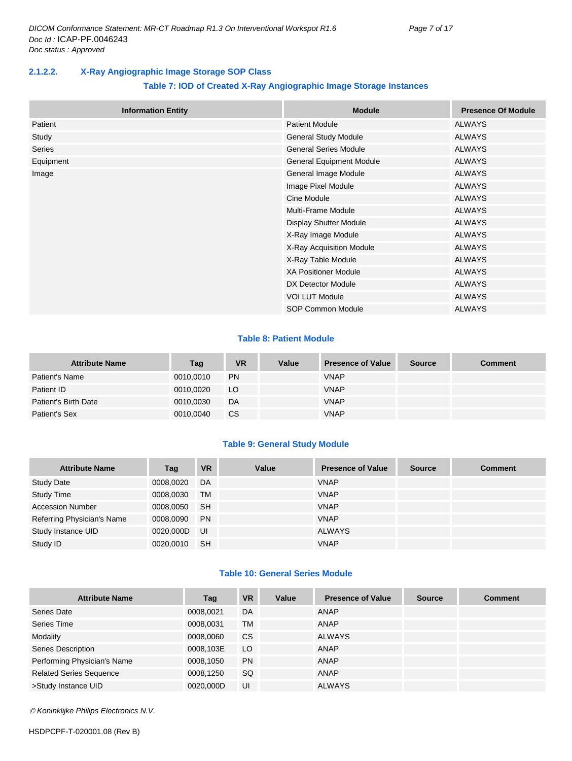### 2.1.2.2. X-Ray Angiographic Image Storage SOP Class

**Table 7: IOD of Created X-Ray Angiographic Image Storage Instances**

| Information Entity | Module | Presence Of Module |
|---|---|---|
| Patient | Patient Module | ALWAYS |
| Study | General Study Module | ALWAYS |
| Series | General Series Module | ALWAYS |
| Equipment | General Equipment Module | ALWAYS |
| Image | General Image Module | ALWAYS |
| | Image Pixel Module | ALWAYS |
| | Cine Module | ALWAYS |
| | Multi-Frame Module | ALWAYS |
| | Display Shutter Module | ALWAYS |
| | X-Ray Image Module | ALWAYS |
| | X-Ray Acquisition Module | ALWAYS |
| | X-Ray Table Module | ALWAYS |
| | XA Positioner Module | ALWAYS |
| | DX Detector Module | ALWAYS |
| | VOI LUT Module | ALWAYS |
| | SOP Common Module | ALWAYS |

**Table 8: Patient Module**

| Attribute Name | Tag | VR | Value | Presence of Value | Source | Comment |
|---|---|---|---|---|---|---|
| Patient's Name | 0010,0010 | PN | | VNAP | | |
| Patient ID | 0010,0020 | LO | | VNAP | | |
| Patient's Birth Date | 0010,0030 | DA | | VNAP | | |
| Patient's Sex | 0010,0040 | CS | | VNAP | | |

**Table 9: General Study Module**

| Attribute Name | Tag | VR | Value | Presence of Value | Source | Comment |
|---|---|---|---|---|---|---|
| Study Date | 0008,0020 | DA | | VNAP | | |
| Study Time | 0008,0030 | TM | | VNAP | | |
| Accession Number | 0008,0050 | SH | | VNAP | | |
| Referring Physician's Name | 0008,0090 | PN | | VNAP | | |
| Study Instance UID | 0020,000D | UI | | ALWAYS | | |
| Study ID | 0020,0010 | SH | | VNAP | | |

**Table 10: General Series Module**

| Attribute Name | Tag | VR | Value | Presence of Value | Source | Comment |
|---|---|---|---|---|---|---|
| Series Date | 0008,0021 | DA | | ANAP | | |
| Series Time | 0008,0031 | TM | | ANAP | | |
| Modality | 0008,0060 | CS | | ALWAYS | | |
| Series Description | 0008,103E | LO | | ANAP | | |
| Performing Physician's Name | 0008,1050 | PN | | ANAP | | |
| Related Series Sequence | 0008,1250 | SQ | | ANAP | | |
| >Study Instance UID | 0020,000D | UI | | ALWAYS | | |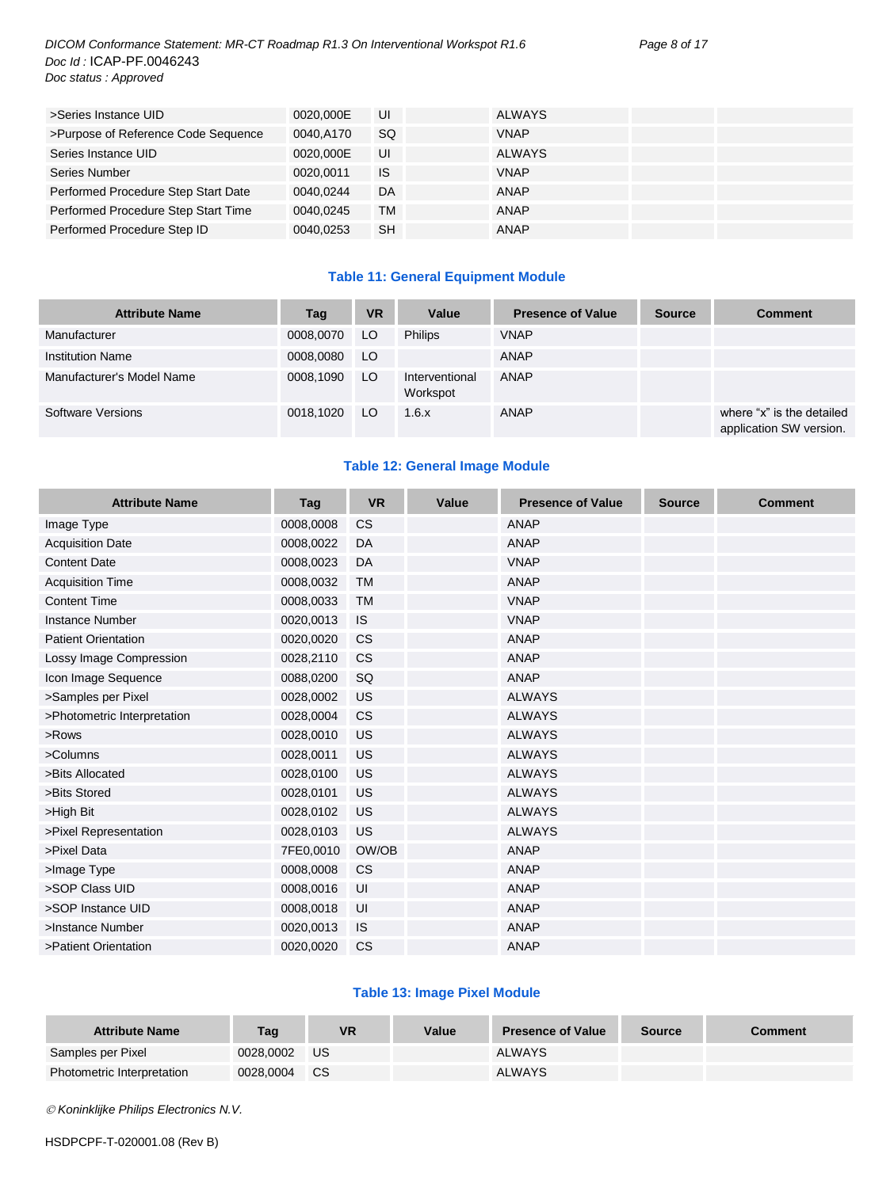| | | | | | | |
|---|---|---|---|---|---|---|
| >Series Instance UID | 0020,000E | UI | | ALWAYS | | |
| >Purpose of Reference Code Sequence | 0040,A170 | SQ | | VNAP | | |
| Series Instance UID | 0020,000E | UI | | ALWAYS | | |
| Series Number | 0020,0011 | IS | | VNAP | | |
| Performed Procedure Step Start Date | 0040,0244 | DA | | ANAP | | |
| Performed Procedure Step Start Time | 0040,0245 | TM | | ANAP | | |
| Performed Procedure Step ID | 0040,0253 | SH | | ANAP | | |

### Table 11: General Equipment Module

| Attribute Name | Tag | VR | Value | Presence of Value | Source | Comment |
|---|---|---|---|---|---|---|
| Manufacturer | 0008,0070 | LO | Philips | VNAP | | |
| Institution Name | 0008,0080 | LO | | ANAP | | |
| Manufacturer's Model Name | 0008,1090 | LO | Interventional Workspot | ANAP | | |
| Software Versions | 0018,1020 | LO | 1.6.x | ANAP | | where "x" is the detailed application SW version. |

### Table 12: General Image Module

| Attribute Name | Tag | VR | Value | Presence of Value | Source | Comment |
|---|---|---|---|---|---|---|
| Image Type | 0008,0008 | CS | | ANAP | | |
| Acquisition Date | 0008,0022 | DA | | ANAP | | |
| Content Date | 0008,0023 | DA | | VNAP | | |
| Acquisition Time | 0008,0032 | TM | | ANAP | | |
| Content Time | 0008,0033 | TM | | VNAP | | |
| Instance Number | 0020,0013 | IS | | VNAP | | |
| Patient Orientation | 0020,0020 | CS | | ANAP | | |
| Lossy Image Compression | 0028,2110 | CS | | ANAP | | |
| Icon Image Sequence | 0088,0200 | SQ | | ANAP | | |
| >Samples per Pixel | 0028,0002 | US | | ALWAYS | | |
| >Photometric Interpretation | 0028,0004 | CS | | ALWAYS | | |
| >Rows | 0028,0010 | US | | ALWAYS | | |
| >Columns | 0028,0011 | US | | ALWAYS | | |
| >Bits Allocated | 0028,0100 | US | | ALWAYS | | |
| >Bits Stored | 0028,0101 | US | | ALWAYS | | |
| >High Bit | 0028,0102 | US | | ALWAYS | | |
| >Pixel Representation | 0028,0103 | US | | ALWAYS | | |
| >Pixel Data | 7FE0,0010 | OW/OB | | ANAP | | |
| >Image Type | 0008,0008 | CS | | ANAP | | |
| >SOP Class UID | 0008,0016 | UI | | ANAP | | |
| >SOP Instance UID | 0008,0018 | UI | | ANAP | | |
| >Instance Number | 0020,0013 | IS | | ANAP | | |
| >Patient Orientation | 0020,0020 | CS | | ANAP | | |

### Table 13: Image Pixel Module

| Attribute Name | Tag | VR | Value | Presence of Value | Source | Comment |
|---|---|---|---|---|---|---|
| Samples per Pixel | 0028,0002 | US | | ALWAYS | | |
| Photometric Interpretation | 0028,0004 | CS | | ALWAYS | | |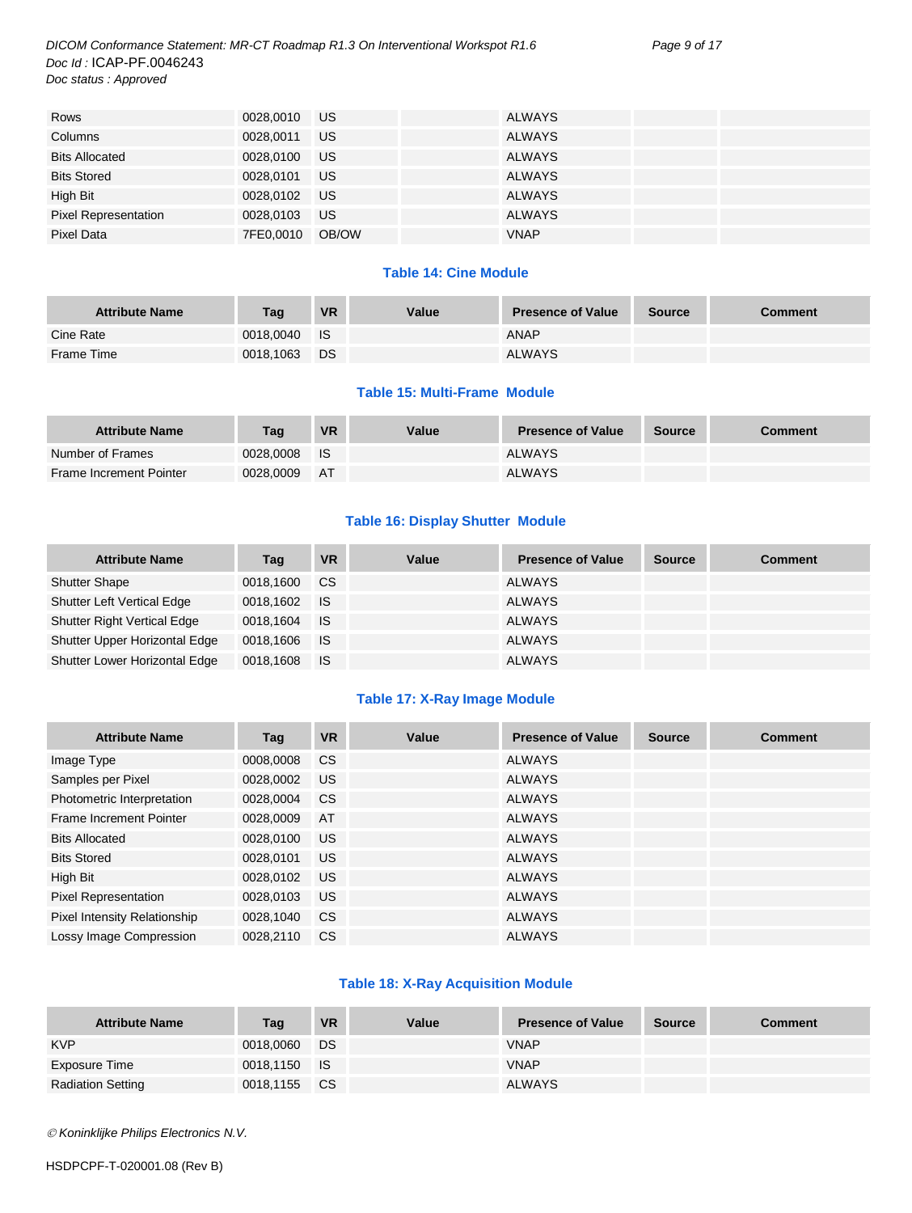| Rows | 0028,0010 | US | | ALWAYS | | |
|---|---|---|---|---|---|---|
| Columns | 0028,0011 | US | | ALWAYS | | |
| Bits Allocated | 0028,0100 | US | | ALWAYS | | |
| Bits Stored | 0028,0101 | US | | ALWAYS | | |
| High Bit | 0028,0102 | US | | ALWAYS | | |
| Pixel Representation | 0028,0103 | US | | ALWAYS | | |
| Pixel Data | 7FE0,0010 | OB/OW | | VNAP | | |

**Table 14: Cine Module**

| Attribute Name | Tag | VR | Value | Presence of Value | Source | Comment |
|---|---|---|---|---|---|---|
| Cine Rate | 0018,0040 | IS | | ANAP | | |
| Frame Time | 0018,1063 | DS | | ALWAYS | | |

**Table 15: Multi-Frame Module**

| Attribute Name | Tag | VR | Value | Presence of Value | Source | Comment |
|---|---|---|---|---|---|---|
| Number of Frames | 0028,0008 | IS | | ALWAYS | | |
| Frame Increment Pointer | 0028,0009 | AT | | ALWAYS | | |

**Table 16: Display Shutter Module**

| Attribute Name | Tag | VR | Value | Presence of Value | Source | Comment |
|---|---|---|---|---|---|---|
| Shutter Shape | 0018,1600 | CS | | ALWAYS | | |
| Shutter Left Vertical Edge | 0018,1602 | IS | | ALWAYS | | |
| Shutter Right Vertical Edge | 0018,1604 | IS | | ALWAYS | | |
| Shutter Upper Horizontal Edge | 0018,1606 | IS | | ALWAYS | | |
| Shutter Lower Horizontal Edge | 0018,1608 | IS | | ALWAYS | | |

**Table 17: X-Ray Image Module**

| Attribute Name | Tag | VR | Value | Presence of Value | Source | Comment |
|---|---|---|---|---|---|---|
| Image Type | 0008,0008 | CS | | ALWAYS | | |
| Samples per Pixel | 0028,0002 | US | | ALWAYS | | |
| Photometric Interpretation | 0028,0004 | CS | | ALWAYS | | |
| Frame Increment Pointer | 0028,0009 | AT | | ALWAYS | | |
| Bits Allocated | 0028,0100 | US | | ALWAYS | | |
| Bits Stored | 0028,0101 | US | | ALWAYS | | |
| High Bit | 0028,0102 | US | | ALWAYS | | |
| Pixel Representation | 0028,0103 | US | | ALWAYS | | |
| Pixel Intensity Relationship | 0028,1040 | CS | | ALWAYS | | |
| Lossy Image Compression | 0028,2110 | CS | | ALWAYS | | |

**Table 18: X-Ray Acquisition Module**

| Attribute Name | Tag | VR | Value | Presence of Value | Source | Comment |
|---|---|---|---|---|---|---|
| KVP | 0018,0060 | DS | | VNAP | | |
| Exposure Time | 0018,1150 | IS | | VNAP | | |
| Radiation Setting | 0018,1155 | CS | | ALWAYS | | |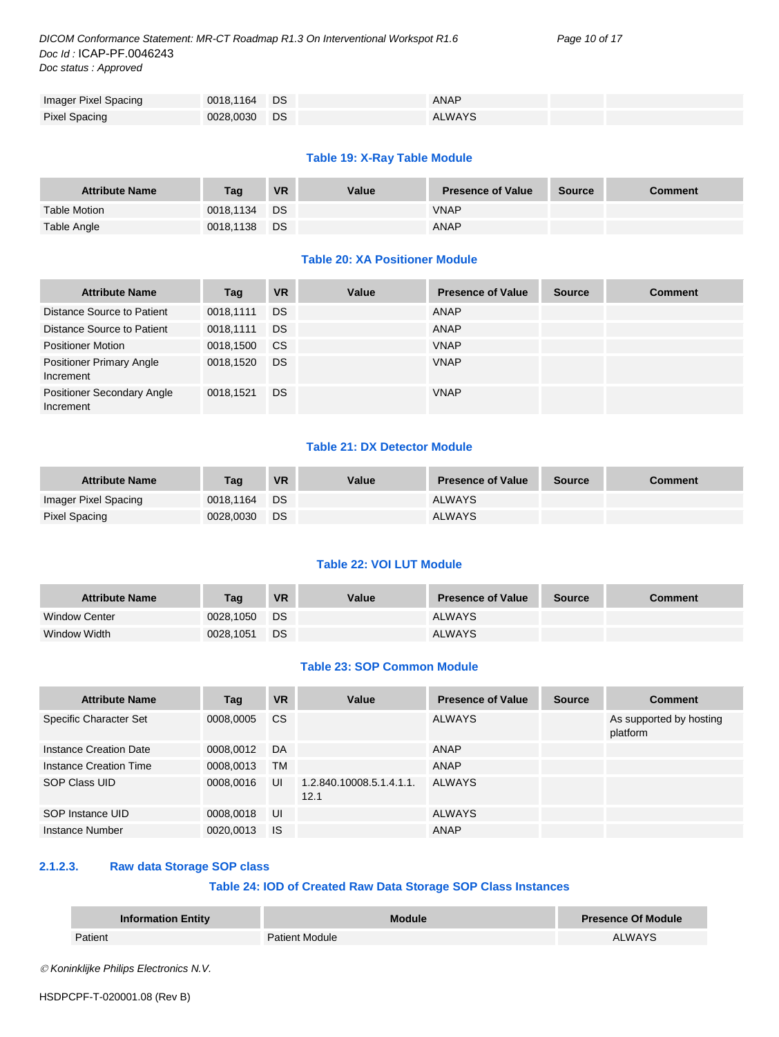| Attribute Name | Tag | VR | Value | Presence of Value | Source | Comment |
|---|---|---|---|---|---|---|
| Imager Pixel Spacing | 0018,1164 | DS | | ANAP | | |
| Pixel Spacing | 0028,0030 | DS | | ALWAYS | | |

**Table 19: X-Ray Table Module**

| Attribute Name | Tag | VR | Value | Presence of Value | Source | Comment |
|---|---|---|---|---|---|---|
| Table Motion | 0018,1134 | DS | | VNAP | | |
| Table Angle | 0018,1138 | DS | | ANAP | | |

**Table 20: XA Positioner Module**

| Attribute Name | Tag | VR | Value | Presence of Value | Source | Comment |
|---|---|---|---|---|---|---|
| Distance Source to Patient | 0018,1111 | DS | | ANAP | | |
| Distance Source to Patient | 0018,1111 | DS | | ANAP | | |
| Positioner Motion | 0018,1500 | CS | | VNAP | | |
| Positioner Primary Angle Increment | 0018,1520 | DS | | VNAP | | |
| Positioner Secondary Angle Increment | 0018,1521 | DS | | VNAP | | |

**Table 21: DX Detector Module**

| Attribute Name | Tag | VR | Value | Presence of Value | Source | Comment |
|---|---|---|---|---|---|---|
| Imager Pixel Spacing | 0018,1164 | DS | | ALWAYS | | |
| Pixel Spacing | 0028,0030 | DS | | ALWAYS | | |

**Table 22: VOI LUT Module**

| Attribute Name | Tag | VR | Value | Presence of Value | Source | Comment |
|---|---|---|---|---|---|---|
| Window Center | 0028,1050 | DS | | ALWAYS | | |
| Window Width | 0028,1051 | DS | | ALWAYS | | |

**Table 23: SOP Common Module**

| Attribute Name | Tag | VR | Value | Presence of Value | Source | Comment |
|---|---|---|---|---|---|---|
| Specific Character Set | 0008,0005 | CS | | ALWAYS | | As supported by hosting platform |
| Instance Creation Date | 0008,0012 | DA | | ANAP | | |
| Instance Creation Time | 0008,0013 | TM | | ANAP | | |
| SOP Class UID | 0008,0016 | UI | 1.2.840.10008.5.1.4.1.1.12.1 | ALWAYS | | |
| SOP Instance UID | 0008,0018 | UI | | ALWAYS | | |
| Instance Number | 0020,0013 | IS | | ANAP | | |

### 2.1.2.3. Raw data Storage SOP class

**Table 24: IOD of Created Raw Data Storage SOP Class Instances**

| Information Entity | Module | Presence Of Module |
|---|---|---|
| Patient | Patient Module | ALWAYS |

© Koninklijke Philips Electronics N.V.

HSDPCPF-T-020001.08 (Rev B)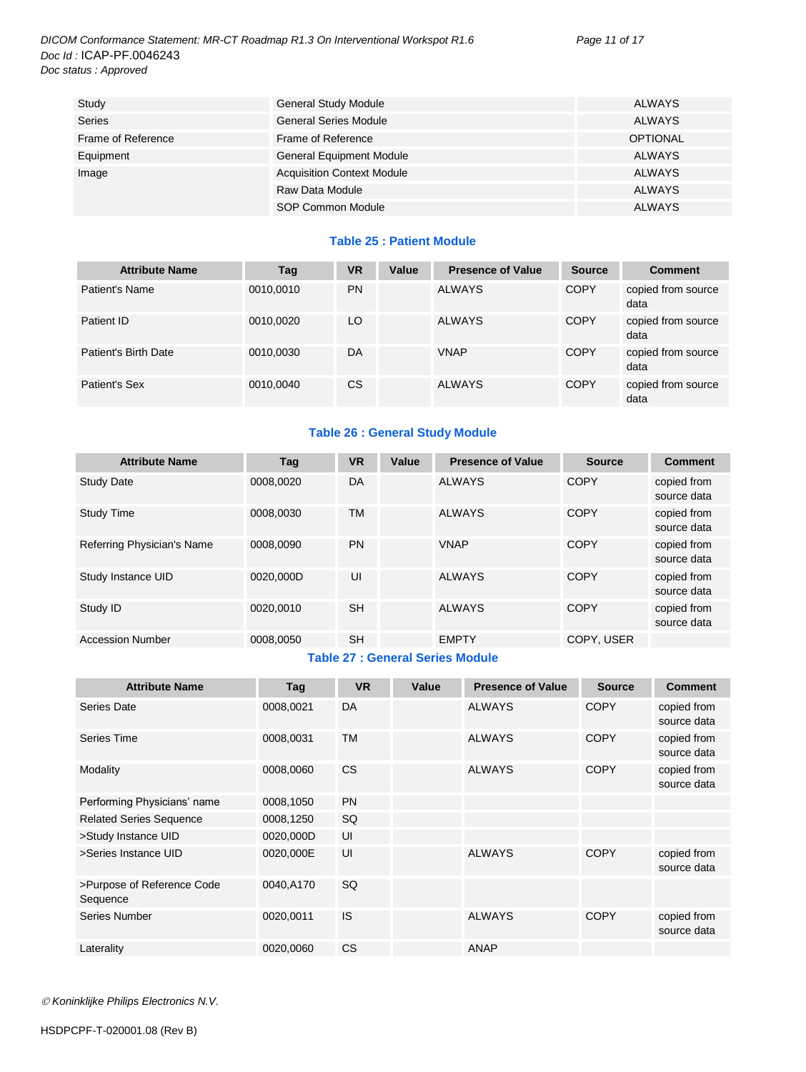| | | |
|---|---|---|
| Study | General Study Module | ALWAYS |
| Series | General Series Module | ALWAYS |
| Frame of Reference | Frame of Reference | OPTIONAL |
| Equipment | General Equipment Module | ALWAYS |
| Image | Acquisition Context Module | ALWAYS |
| | Raw Data Module | ALWAYS |
| | SOP Common Module | ALWAYS |

**Table 25 : Patient Module**

| Attribute Name | Tag | VR | Value | Presence of Value | Source | Comment |
|---|---|---|---|---|---|---|
| Patient's Name | 0010,0010 | PN | | ALWAYS | COPY | copied from source data |
| Patient ID | 0010,0020 | LO | | ALWAYS | COPY | copied from source data |
| Patient's Birth Date | 0010,0030 | DA | | VNAP | COPY | copied from source data |
| Patient's Sex | 0010,0040 | CS | | ALWAYS | COPY | copied from source data |

**Table 26 : General Study Module**

| Attribute Name | Tag | VR | Value | Presence of Value | Source | Comment |
|---|---|---|---|---|---|---|
| Study Date | 0008,0020 | DA | | ALWAYS | COPY | copied from source data |
| Study Time | 0008,0030 | TM | | ALWAYS | COPY | copied from source data |
| Referring Physician's Name | 0008,0090 | PN | | VNAP | COPY | copied from source data |
| Study Instance UID | 0020,000D | UI | | ALWAYS | COPY | copied from source data |
| Study ID | 0020,0010 | SH | | ALWAYS | COPY | copied from source data |
| Accession Number | 0008,0050 | SH | | EMPTY | COPY, USER | |

**Table 27 : General Series Module**

| Attribute Name | Tag | VR | Value | Presence of Value | Source | Comment |
|---|---|---|---|---|---|---|
| Series Date | 0008,0021 | DA | | ALWAYS | COPY | copied from source data |
| Series Time | 0008,0031 | TM | | ALWAYS | COPY | copied from source data |
| Modality | 0008,0060 | CS | | ALWAYS | COPY | copied from source data |
| Performing Physicians' name | 0008,1050 | PN | | | | |
| Related Series Sequence | 0008,1250 | SQ | | | | |
| >Study Instance UID | 0020,000D | UI | | | | |
| >Series Instance UID | 0020,000E | UI | | ALWAYS | COPY | copied from source data |
| >Purpose of Reference Code Sequence | 0040,A170 | SQ | | | | |
| Series Number | 0020,0011 | IS | | ALWAYS | COPY | copied from source data |
| Laterality | 0020,0060 | CS | | ANAP | | |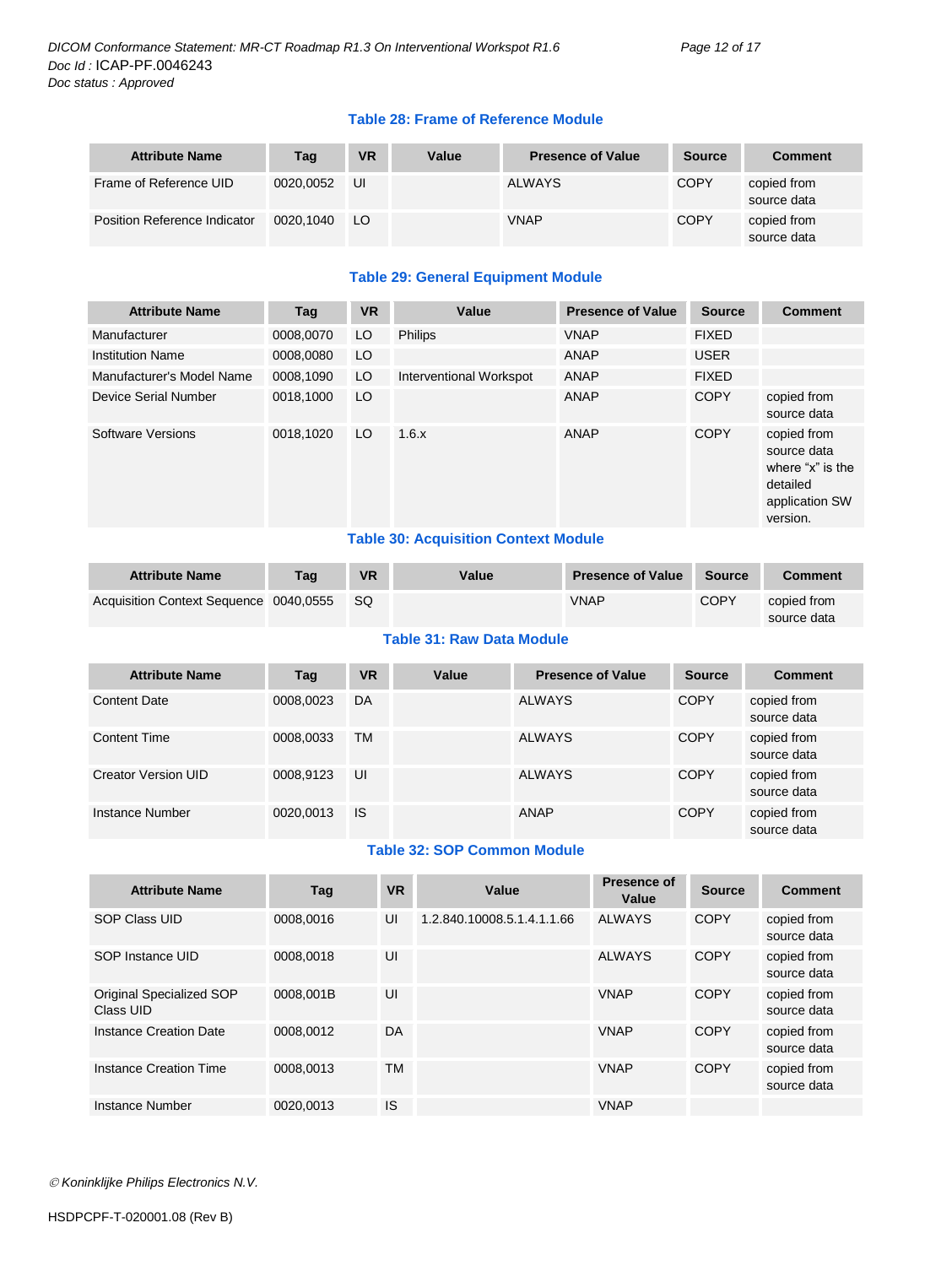**Table 28: Frame of Reference Module**

| Attribute Name | Tag | VR | Value | Presence of Value | Source | Comment |
|---|---|---|---|---|---|---|
| Frame of Reference UID | 0020,0052 | UI | | ALWAYS | COPY | copied from source data |
| Position Reference Indicator | 0020,1040 | LO | | VNAP | COPY | copied from source data |

**Table 29: General Equipment Module**

| Attribute Name | Tag | VR | Value | Presence of Value | Source | Comment |
|---|---|---|---|---|---|---|
| Manufacturer | 0008,0070 | LO | Philips | VNAP | FIXED | |
| Institution Name | 0008,0080 | LO | | ANAP | USER | |
| Manufacturer's Model Name | 0008,1090 | LO | Interventional Workspot | ANAP | FIXED | |
| Device Serial Number | 0018,1000 | LO | | ANAP | COPY | copied from source data |
| Software Versions | 0018,1020 | LO | 1.6.x | ANAP | COPY | copied from source data where “x” is the detailed application SW version. |

**Table 30: Acquisition Context Module**

| Attribute Name | Tag | VR | Value | Presence of Value | Source | Comment |
|---|---|---|---|---|---|---|
| Acquisition Context Sequence | 0040,0555 | SQ | | VNAP | COPY | copied from source data |

**Table 31: Raw Data Module**

| Attribute Name | Tag | VR | Value | Presence of Value | Source | Comment |
|---|---|---|---|---|---|---|
| Content Date | 0008,0023 | DA | | ALWAYS | COPY | copied from source data |
| Content Time | 0008,0033 | TM | | ALWAYS | COPY | copied from source data |
| Creator Version UID | 0008,9123 | UI | | ALWAYS | COPY | copied from source data |
| Instance Number | 0020,0013 | IS | | ANAP | COPY | copied from source data |

**Table 32: SOP Common Module**

| Attribute Name | Tag | VR | Value | Presence of Value | Source | Comment |
|---|---|---|---|---|---|---|
| SOP Class UID | 0008,0016 | UI | 1.2.840.10008.5.1.4.1.1.66 | ALWAYS | COPY | copied from source data |
| SOP Instance UID | 0008,0018 | UI | | ALWAYS | COPY | copied from source data |
| Original Specialized SOP Class UID | 0008,001B | UI | | VNAP | COPY | copied from source data |
| Instance Creation Date | 0008,0012 | DA | | VNAP | COPY | copied from source data |
| Instance Creation Time | 0008,0013 | TM | | VNAP | COPY | copied from source data |
| Instance Number | 0020,0013 | IS | | VNAP | | |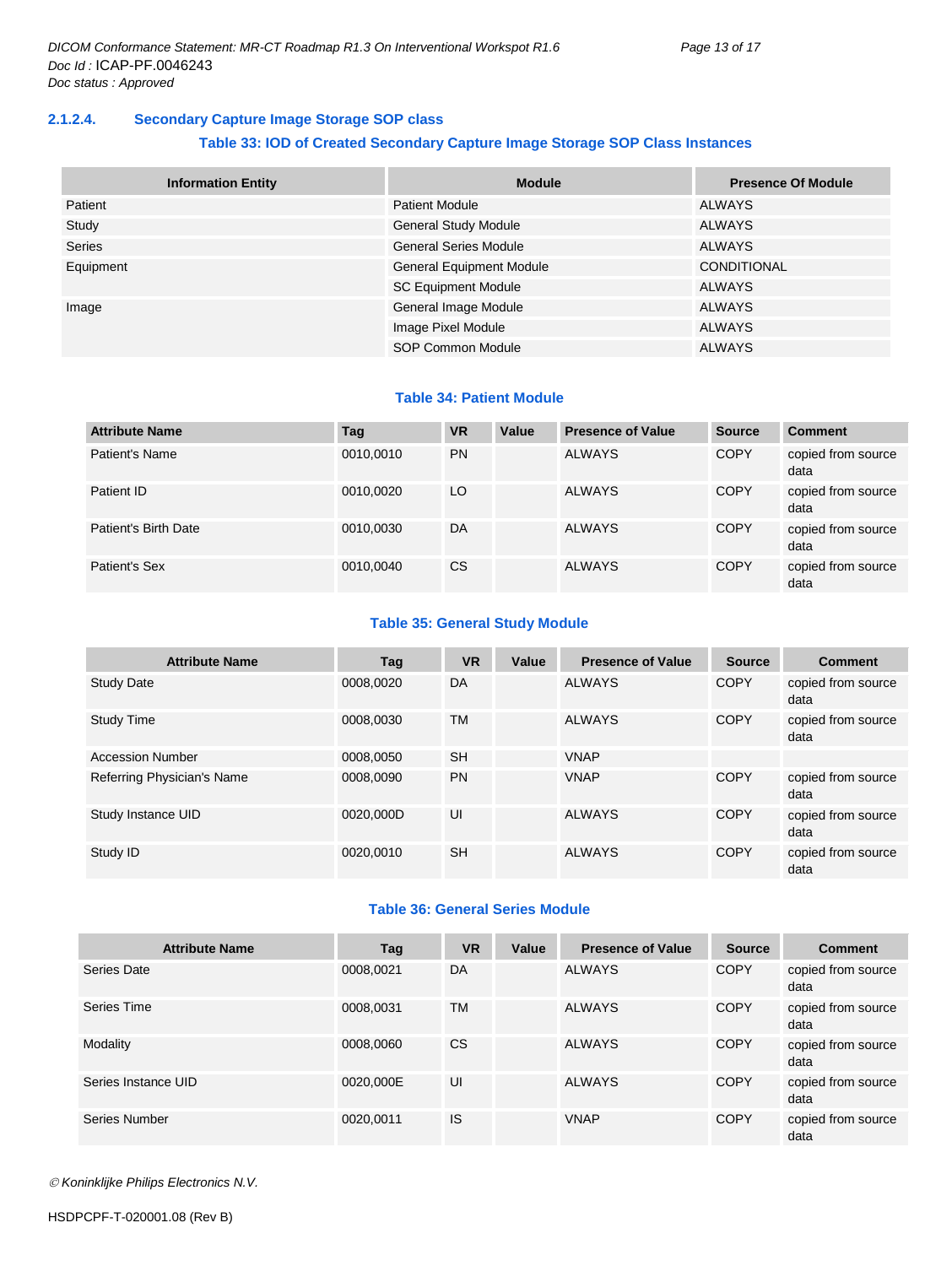#### 2.1.2.4. Secondary Capture Image Storage SOP class

**Table 33: IOD of Created Secondary Capture Image Storage SOP Class Instances**

| Information Entity | Module | Presence Of Module |
|---|---|---|
| Patient | Patient Module | ALWAYS |
| Study | General Study Module | ALWAYS |
| Series | General Series Module | ALWAYS |
| Equipment | General Equipment Module | CONDITIONAL |
| | SC Equipment Module | ALWAYS |
| Image | General Image Module | ALWAYS |
| | Image Pixel Module | ALWAYS |
| | SOP Common Module | ALWAYS |

**Table 34: Patient Module**

| Attribute Name | Tag | VR | Value | Presence of Value | Source | Comment |
|---|---|---|---|---|---|---|
| Patient's Name | 0010,0010 | PN | | ALWAYS | COPY | copied from source data |
| Patient ID | 0010,0020 | LO | | ALWAYS | COPY | copied from source data |
| Patient's Birth Date | 0010,0030 | DA | | ALWAYS | COPY | copied from source data |
| Patient's Sex | 0010,0040 | CS | | ALWAYS | COPY | copied from source data |

**Table 35: General Study Module**

| Attribute Name | Tag | VR | Value | Presence of Value | Source | Comment |
|---|---|---|---|---|---|---|
| Study Date | 0008,0020 | DA | | ALWAYS | COPY | copied from source data |
| Study Time | 0008,0030 | TM | | ALWAYS | COPY | copied from source data |
| Accession Number | 0008,0050 | SH | | VNAP | | |
| Referring Physician's Name | 0008,0090 | PN | | VNAP | COPY | copied from source data |
| Study Instance UID | 0020,000D | UI | | ALWAYS | COPY | copied from source data |
| Study ID | 0020,0010 | SH | | ALWAYS | COPY | copied from source data |

**Table 36: General Series Module**

| Attribute Name | Tag | VR | Value | Presence of Value | Source | Comment |
|---|---|---|---|---|---|---|
| Series Date | 0008,0021 | DA | | ALWAYS | COPY | copied from source data |
| Series Time | 0008,0031 | TM | | ALWAYS | COPY | copied from source data |
| Modality | 0008,0060 | CS | | ALWAYS | COPY | copied from source data |
| Series Instance UID | 0020,000E | UI | | ALWAYS | COPY | copied from source data |
| Series Number | 0020,0011 | IS | | VNAP | COPY | copied from source data |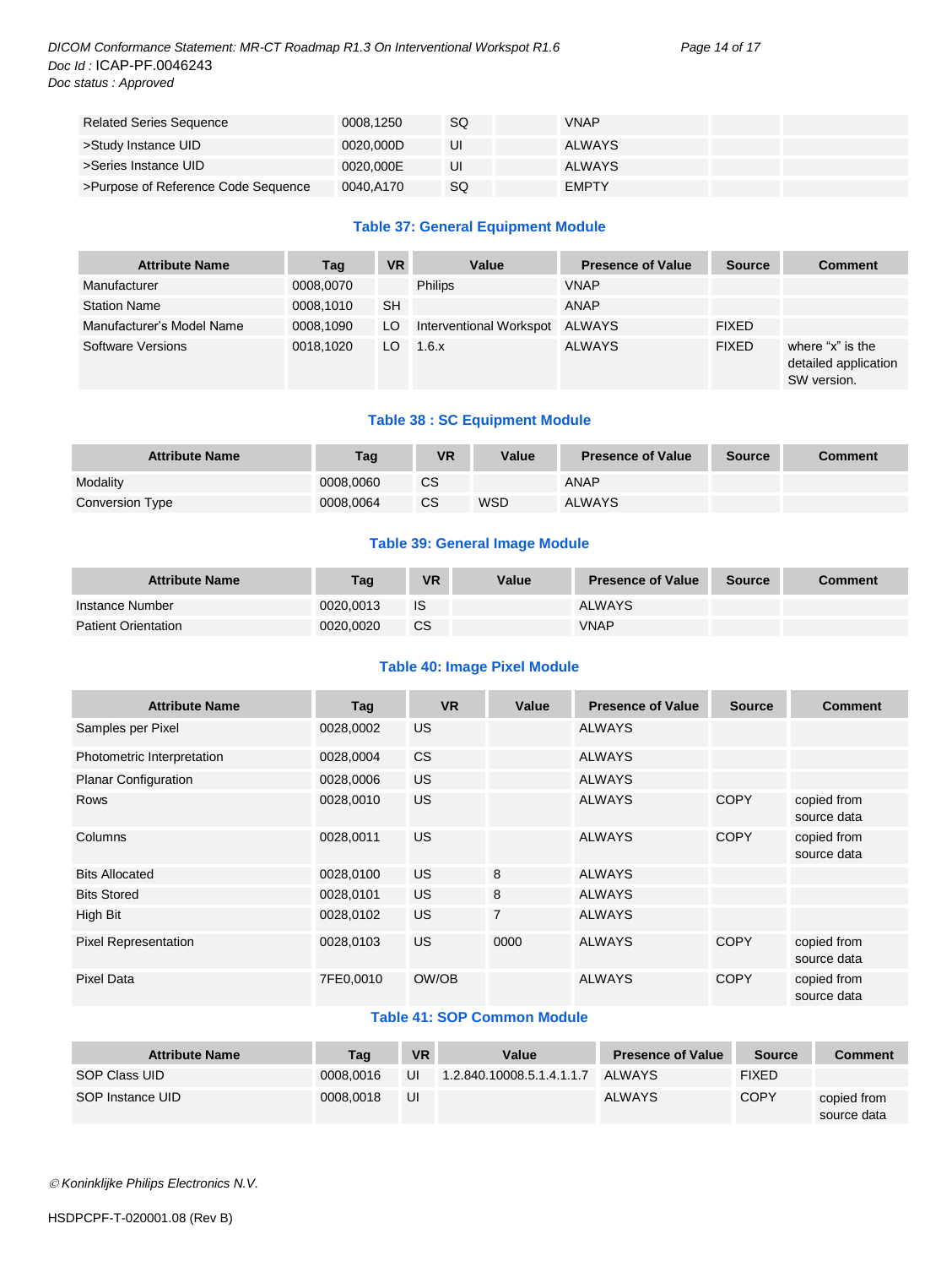| Related Series Sequence | 0008,1250 | SQ | | VNAP | | |
|---|---|---|---|---|---|---|
| >Study Instance UID | 0020,000D | UI | | ALWAYS | | |
| >Series Instance UID | 0020,000E | UI | | ALWAYS | | |
| >Purpose of Reference Code Sequence | 0040,A170 | SQ | | EMPTY | | |

**Table 37: General Equipment Module**

| Attribute Name | Tag | VR | Value | Presence of Value | Source | Comment |
|---|---|---|---|---|---|---|
| Manufacturer | 0008,0070 | | Philips | VNAP | | |
| Station Name | 0008,1010 | SH | | ANAP | | |
| Manufacturer's Model Name | 0008,1090 | LO | Interventional Workspot | ALWAYS | FIXED | |
| Software Versions | 0018,1020 | LO | 1.6.x | ALWAYS | FIXED | where "x" is the detailed application SW version. |

**Table 38 : SC Equipment Module**

| Attribute Name | Tag | VR | Value | Presence of Value | Source | Comment |
|---|---|---|---|---|---|---|
| Modality | 0008,0060 | CS | | ANAP | | |
| Conversion Type | 0008,0064 | CS | WSD | ALWAYS | | |

**Table 39: General Image Module**

| Attribute Name | Tag | VR | Value | Presence of Value | Source | Comment |
|---|---|---|---|---|---|---|
| Instance Number | 0020,0013 | IS | | ALWAYS | | |
| Patient Orientation | 0020,0020 | CS | | VNAP | | |

**Table 40: Image Pixel Module**

| Attribute Name | Tag | VR | Value | Presence of Value | Source | Comment |
|---|---|---|---|---|---|---|
| Samples per Pixel | 0028,0002 | US | | ALWAYS | | |
| Photometric Interpretation | 0028,0004 | CS | | ALWAYS | | |
| Planar Configuration | 0028,0006 | US | | ALWAYS | | |
| Rows | 0028,0010 | US | | ALWAYS | COPY | copied from source data |
| Columns | 0028,0011 | US | | ALWAYS | COPY | copied from source data |
| Bits Allocated | 0028,0100 | US | 8 | ALWAYS | | |
| Bits Stored | 0028,0101 | US | 8 | ALWAYS | | |
| High Bit | 0028,0102 | US | 7 | ALWAYS | | |
| Pixel Representation | 0028,0103 | US | 0000 | ALWAYS | COPY | copied from source data |
| Pixel Data | 7FE0,0010 | OW/OB | | ALWAYS | COPY | copied from source data |

**Table 41: SOP Common Module**

| Attribute Name | Tag | VR | Value | Presence of Value | Source | Comment |
|---|---|---|---|---|---|---|
| SOP Class UID | 0008,0016 | UI | 1.2.840.10008.5.1.4.1.1.7 | ALWAYS | FIXED | |
| SOP Instance UID | 0008,0018 | UI | | ALWAYS | COPY | copied from source data |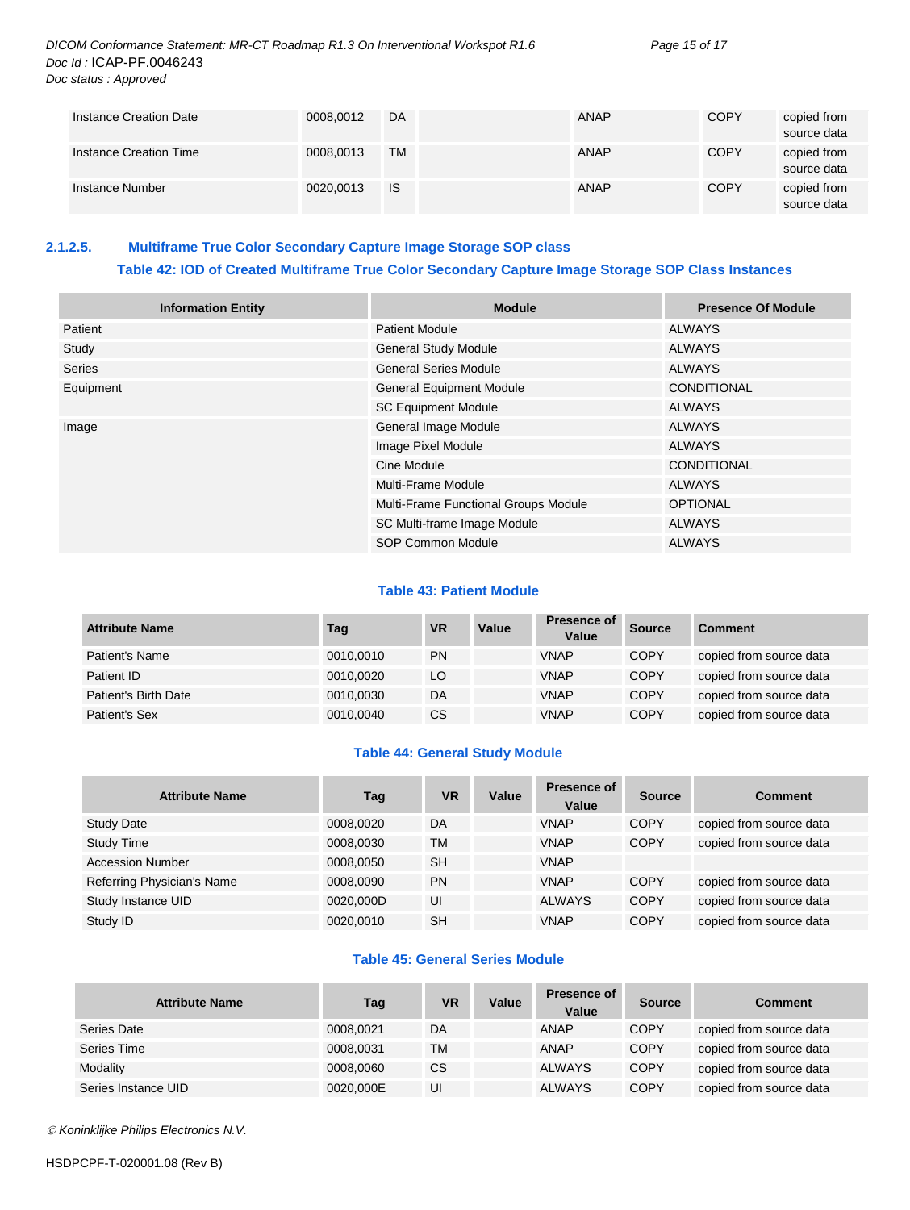| | | | | | | |
|---|---|---|---|---|---|---|
| Instance Creation Date | 0008,0012 | DA | | ANAP | COPY | copied from source data |
| Instance Creation Time | 0008,0013 | TM | | ANAP | COPY | copied from source data |
| Instance Number | 0020,0013 | IS | | ANAP | COPY | copied from source data |

### 2.1.2.5. Multiframe True Color Secondary Capture Image Storage SOP class

**Table 42: IOD of Created Multiframe True Color Secondary Capture Image Storage SOP Class Instances**

| Information Entity | Module | Presence Of Module |
|---|---|---|
| Patient | Patient Module | ALWAYS |
| Study | General Study Module | ALWAYS |
| Series | General Series Module | ALWAYS |
| Equipment | General Equipment Module | CONDITIONAL |
| | SC Equipment Module | ALWAYS |
| Image | General Image Module | ALWAYS |
| | Image Pixel Module | ALWAYS |
| | Cine Module | CONDITIONAL |
| | Multi-Frame Module | ALWAYS |
| | Multi-Frame Functional Groups Module | OPTIONAL |
| | SC Multi-frame Image Module | ALWAYS |
| | SOP Common Module | ALWAYS |

**Table 43: Patient Module**

| Attribute Name | Tag | VR | Value | Presence of Value | Source | Comment |
|---|---|---|---|---|---|---|
| Patient's Name | 0010,0010 | PN | | VNAP | COPY | copied from source data |
| Patient ID | 0010,0020 | LO | | VNAP | COPY | copied from source data |
| Patient's Birth Date | 0010,0030 | DA | | VNAP | COPY | copied from source data |
| Patient's Sex | 0010,0040 | CS | | VNAP | COPY | copied from source data |

**Table 44: General Study Module**

| Attribute Name | Tag | VR | Value | Presence of Value | Source | Comment |
|---|---|---|---|---|---|---|
| Study Date | 0008,0020 | DA | | VNAP | COPY | copied from source data |
| Study Time | 0008,0030 | TM | | VNAP | COPY | copied from source data |
| Accession Number | 0008,0050 | SH | | VNAP | | |
| Referring Physician's Name | 0008,0090 | PN | | VNAP | COPY | copied from source data |
| Study Instance UID | 0020,000D | UI | | ALWAYS | COPY | copied from source data |
| Study ID | 0020,0010 | SH | | VNAP | COPY | copied from source data |

**Table 45: General Series Module**

| Attribute Name | Tag | VR | Value | Presence of Value | Source | Comment |
|---|---|---|---|---|---|---|
| Series Date | 0008,0021 | DA | | ANAP | COPY | copied from source data |
| Series Time | 0008,0031 | TM | | ANAP | COPY | copied from source data |
| Modality | 0008,0060 | CS | | ALWAYS | COPY | copied from source data |
| Series Instance UID | 0020,000E | UI | | ALWAYS | COPY | copied from source data |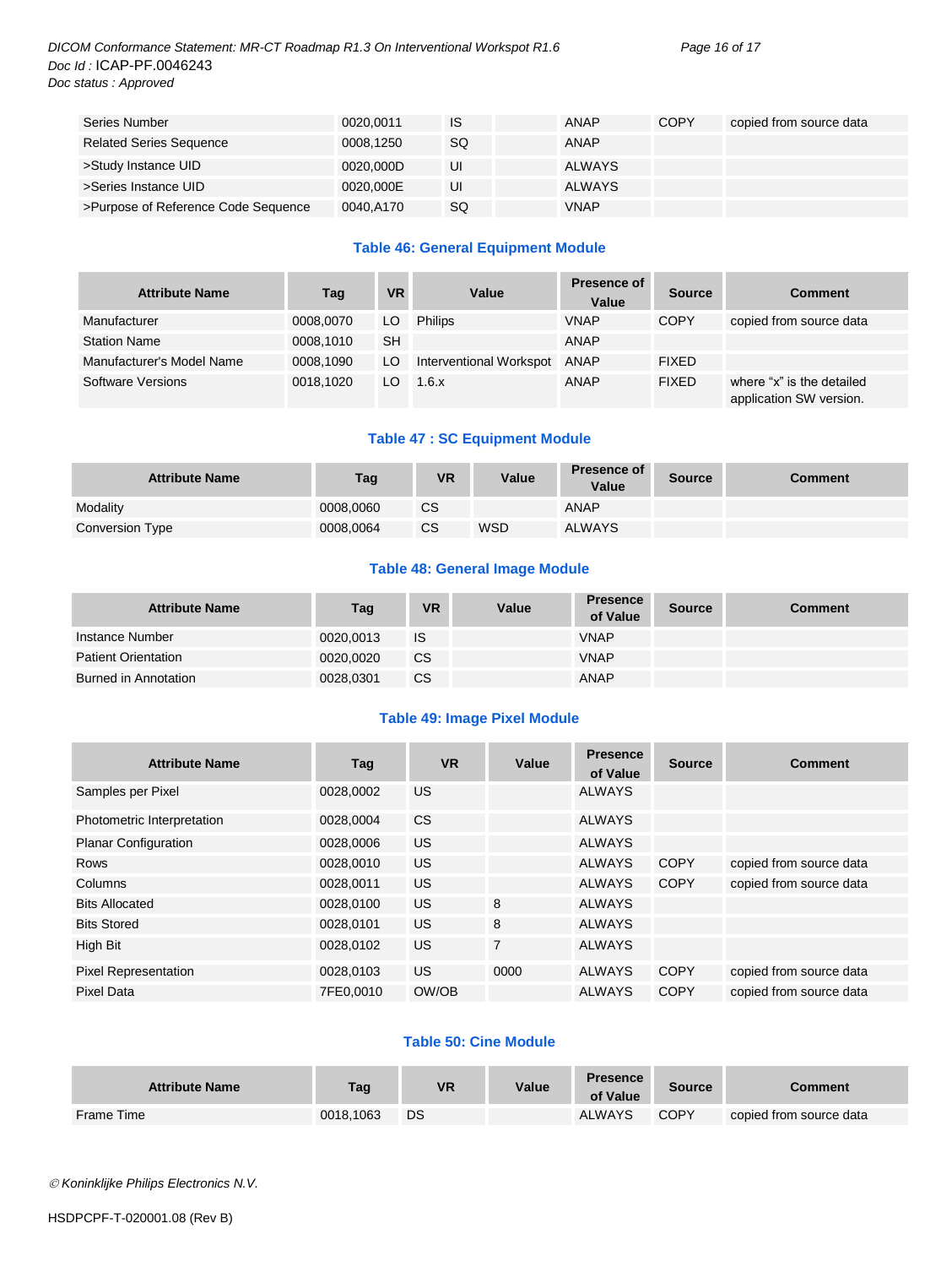| Series Number | 0020,0011 | IS | | ANAP | COPY | copied from source data |
|---|---|---|---|---|---|---|
| Related Series Sequence | 0008,1250 | SQ | | ANAP | | |
| >Study Instance UID | 0020,000D | UI | | ALWAYS | | |
| >Series Instance UID | 0020,000E | UI | | ALWAYS | | |
| >Purpose of Reference Code Sequence | 0040,A170 | SQ | | VNAP | | |

### Table 46: General Equipment Module

| Attribute Name | Tag | VR | Value | Presence of Value | Source | Comment |
|---|---|---|---|---|---|---|
| Manufacturer | 0008,0070 | LO | Philips | VNAP | COPY | copied from source data |
| Station Name | 0008,1010 | SH | | ANAP | | |
| Manufacturer's Model Name | 0008,1090 | LO | Interventional Workspot | ANAP | FIXED | |
| Software Versions | 0018,1020 | LO | 1.6.x | ANAP | FIXED | where "x" is the detailed application SW version. |

### Table 47 : SC Equipment Module

| Attribute Name | Tag | VR | Value | Presence of Value | Source | Comment |
|---|---|---|---|---|---|---|
| Modality | 0008,0060 | CS | | ANAP | | |
| Conversion Type | 0008,0064 | CS | WSD | ALWAYS | | |

### Table 48: General Image Module

| Attribute Name | Tag | VR | Value | Presence of Value | Source | Comment |
|---|---|---|---|---|---|---|
| Instance Number | 0020,0013 | IS | | VNAP | | |
| Patient Orientation | 0020,0020 | CS | | VNAP | | |
| Burned in Annotation | 0028,0301 | CS | | ANAP | | |

### Table 49: Image Pixel Module

| Attribute Name | Tag | VR | Value | Presence of Value | Source | Comment |
|---|---|---|---|---|---|---|
| Samples per Pixel | 0028,0002 | US | | ALWAYS | | |
| Photometric Interpretation | 0028,0004 | CS | | ALWAYS | | |
| Planar Configuration | 0028,0006 | US | | ALWAYS | | |
| Rows | 0028,0010 | US | | ALWAYS | COPY | copied from source data |
| Columns | 0028,0011 | US | | ALWAYS | COPY | copied from source data |
| Bits Allocated | 0028,0100 | US | 8 | ALWAYS | | |
| Bits Stored | 0028,0101 | US | 8 | ALWAYS | | |
| High Bit | 0028,0102 | US | 7 | ALWAYS | | |
| Pixel Representation | 0028,0103 | US | 0000 | ALWAYS | COPY | copied from source data |
| Pixel Data | 7FE0,0010 | OW/OB | | ALWAYS | COPY | copied from source data |

### Table 50: Cine Module

| Attribute Name | Tag | VR | Value | Presence of Value | Source | Comment |
|---|---|---|---|---|---|---|
| Frame Time | 0018,1063 | DS | | ALWAYS | COPY | copied from source data |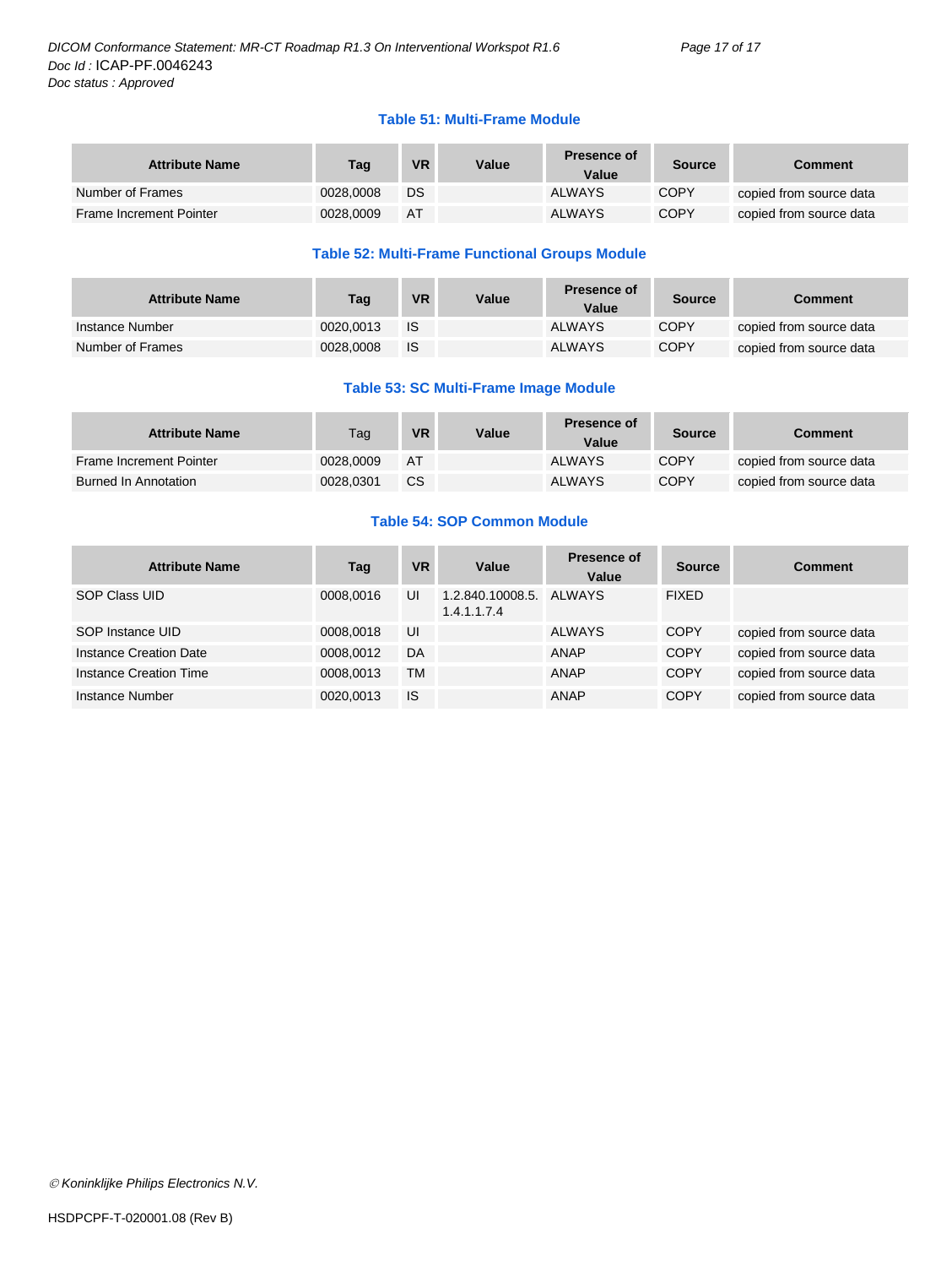**Table 51: Multi-Frame Module**

| Attribute Name | Tag | VR | Value | Presence of Value | Source | Comment |
|---|---|---|---|---|---|---|
| Number of Frames | 0028,0008 | DS | | ALWAYS | COPY | copied from source data |
| Frame Increment Pointer | 0028,0009 | AT | | ALWAYS | COPY | copied from source data |

**Table 52: Multi-Frame Functional Groups Module**

| Attribute Name | Tag | VR | Value | Presence of Value | Source | Comment |
|---|---|---|---|---|---|---|
| Instance Number | 0020,0013 | IS | | ALWAYS | COPY | copied from source data |
| Number of Frames | 0028,0008 | IS | | ALWAYS | COPY | copied from source data |

**Table 53: SC Multi-Frame Image Module**

| Attribute Name | Tag | VR | Value | Presence of Value | Source | Comment |
|---|---|---|---|---|---|---|
| Frame Increment Pointer | 0028,0009 | AT | | ALWAYS | COPY | copied from source data |
| Burned In Annotation | 0028,0301 | CS | | ALWAYS | COPY | copied from source data |

**Table 54: SOP Common Module**

| Attribute Name | Tag | VR | Value | Presence of Value | Source | Comment |
|---|---|---|---|---|---|---|
| SOP Class UID | 0008,0016 | UI | 1.2.840.10008.5.1.4.1.1.7.4 | ALWAYS | FIXED | |
| SOP Instance UID | 0008,0018 | UI | | ALWAYS | COPY | copied from source data |
| Instance Creation Date | 0008,0012 | DA | | ANAP | COPY | copied from source data |
| Instance Creation Time | 0008,0013 | TM | | ANAP | COPY | copied from source data |
| Instance Number | 0020,0013 | IS | | ANAP | COPY | copied from source data |